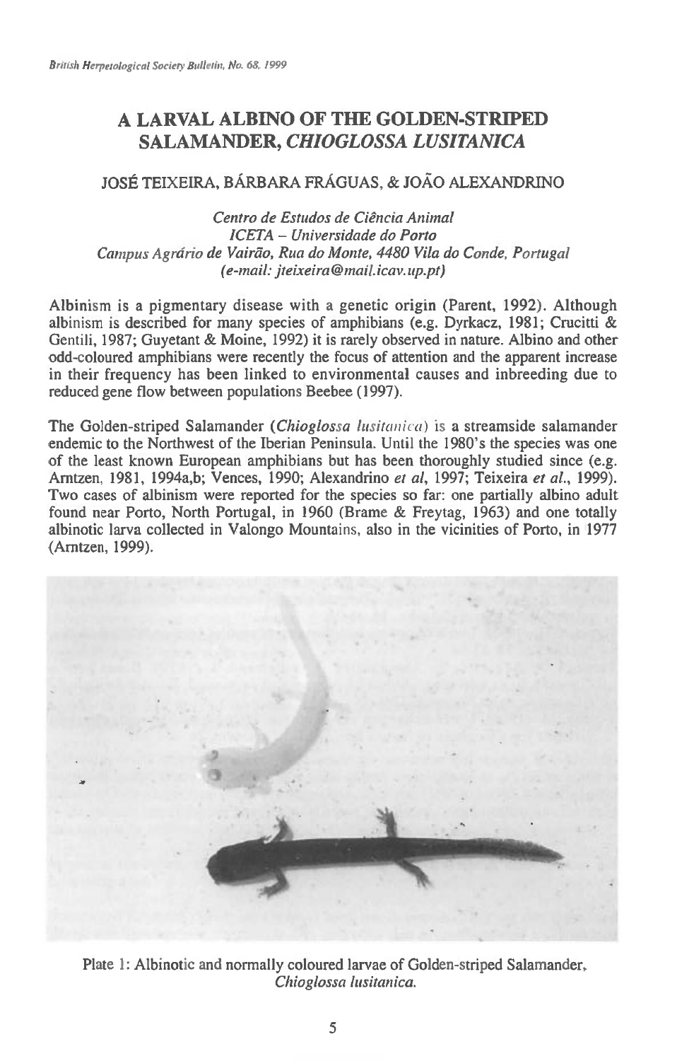# A LARVAL ALBINO OF THE GOLDEN-STRIPED SALAMANDER, *CHIOGLOSSA LUSITANICA*

JOSÉ TEIXEIRA, BÁRBARA FRÁGUAS, & JOÃO ALEXANDRINO

*Centro de Estudos de Ciência Animal*
*ICETA – Universidade do Porto*
*Campus Agrário de Vairão, Rua do Monte, 4480 Vila do Conde, Portugal*
*(e-mail: jteixeira@mail.icav.up.pt)*

Albinism is a pigmentary disease with a genetic origin (Parent, 1992). Although albinism is described for many species of amphibians (e.g. Dyrkacz, 1981; Crucitti & Gentili, 1987; Guyetant & Moine, 1992) it is rarely observed in nature. Albino and other odd-coloured amphibians were recently the focus of attention and the apparent increase in their frequency has been linked to environmental causes and inbreeding due to reduced gene flow between populations Beebee (1997).

The Golden-striped Salamander (*Chioglossa lusitanica*) is a streamside salamander endemic to the Northwest of the Iberian Peninsula. Until the 1980's the species was one of the least known European amphibians but has been thoroughly studied since (e.g. Arntzen, 1981, 1994a,b; Vences, 1990; Alexandrino *et al*, 1997; Teixeira *et al*., 1999). Two cases of albinism were reported for the species so far: one partially albino adult found near Porto, North Portugal, in 1960 (Brame & Freytag, 1963) and one totally albinotic larva collected in Valongo Mountains, also in the vicinities of Porto, in 1977 (Arntzen, 1999).

Plate 1: Albinotic and normally coloured larvae of Golden-striped Salamander, *Chioglossa lusitanica*.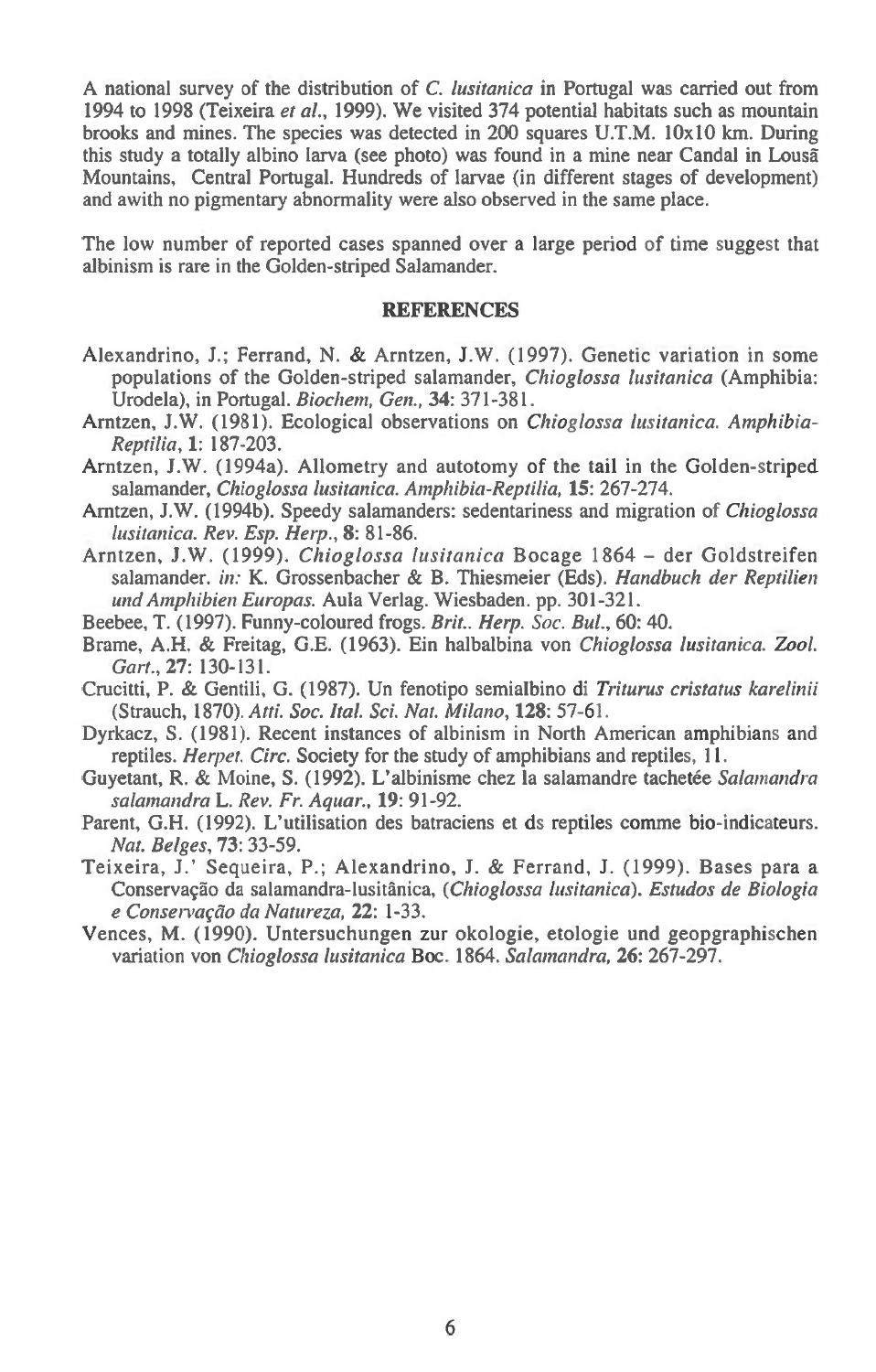A national survey of the distribution of *C. lusitanica* in Portugal was carried out from 1994 to 1998 (Teixeira *et al.*, 1999). We visited 374 potential habitats such as mountain brooks and mines. The species was detected in 200 squares U.T.M. 10x10 km. During this study a totally albino larva (see photo) was found in a mine near Candal in Lousã Mountains, Central Portugal. Hundreds of larvae (in different stages of development) and awith no pigmentary abnormality were also observed in the same place.

The low number of reported cases spanned over a large period of time suggest that albinism is rare in the Golden-striped Salamander.

## REFERENCES

Alexandrino, J.; Ferrand, N. & Arntzen, J.W. (1997). Genetic variation in some populations of the Golden-striped salamander, *Chioglossa lusitanica* (Amphibia: Urodela), in Portugal. *Biochem, Gen.*, **34**: 371-381.

Arntzen, J.W. (1981). Ecological observations on *Chioglossa lusitanica. Amphibia-Reptilia*, **1**: 187-203.

Arntzen, J.W. (1994a). Allometry and autotomy of the tail in the Golden-striped salamander, *Chioglossa lusitanica. Amphibia-Reptilia*, **15**: 267-274.

Arntzen, J.W. (1994b). Speedy salamanders: sedentariness and migration of *Chioglossa lusitanica. Rev. Esp. Herp.*, **8**: 81-86.

Arntzen, J.W. (1999). *Chioglossa lusitanica* Bocage 1864 – der Goldstreifen salamander. *in:* K. Grossenbacher & B. Thiesmeier (Eds). *Handbuch der Reptilien und Amphibien Europas.* Aula Verlag. Wiesbaden. pp. 301-321.

Beebee, T. (1997). Funny-coloured frogs. *Brit.. Herp. Soc. Bul.*, 60: 40.

Brame, A.H. & Freitag, G.E. (1963). Ein halbalbina von *Chioglossa lusitanica. Zool. Gart.*, **27**: 130-131.

Crucitti, P. & Gentili, G. (1987). Un fenotipo semialbino di *Triturus cristatus karelinii* (Strauch, 1870). *Atti. Soc. Ital. Sci. Nat. Milano*, **128**: 57-61.

Dyrkacz, S. (1981). Recent instances of albinism in North American amphibians and reptiles. *Herpet. Circ.* Society for the study of amphibians and reptiles, 11.

Guyetant, R. & Moine, S. (1992). L'albinisme chez la salamandre tachetée *Salamandra salamandra* L. *Rev. Fr. Aquar.*, **19**: 91-92.

Parent, G.H. (1992). L'utilisation des batraciens et ds reptiles comme bio-indicateurs. *Nat. Belges*, **73**: 33-59.

Teixeira, J.' Sequeira, P.; Alexandrino, J. & Ferrand, J. (1999). Bases para a Conservação da salamandra-lusitânica, (*Chioglossa lusitanica*). *Estudos de Biologia e Conservação da Natureza,* **22**: 1-33.

Vences, M. (1990). Untersuchungen zur okologie, etologie und geopgraphischen variation von *Chioglossa lusitanica* Boc. 1864. *Salamandra,* **26**: 267-297.